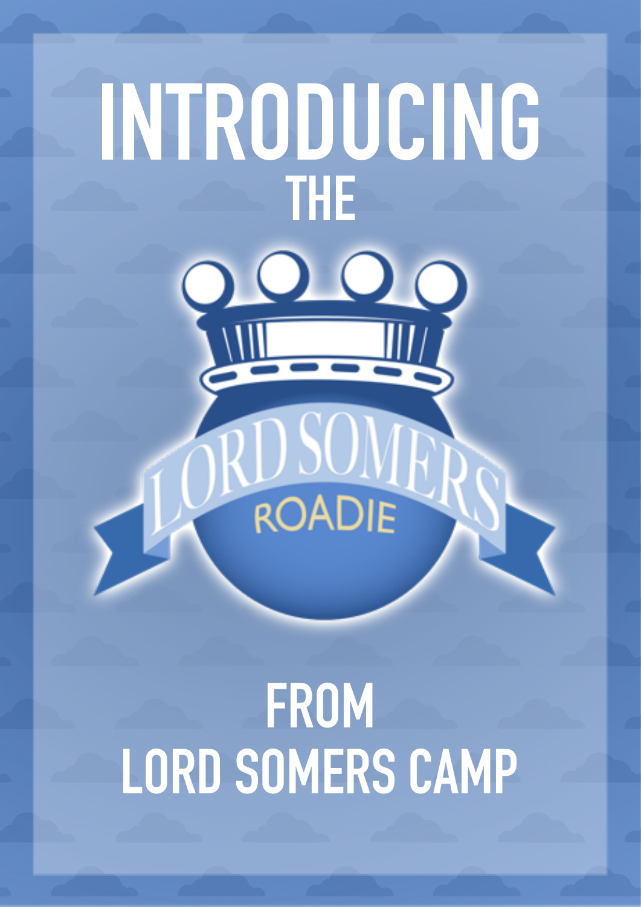# INTRODUCING

## THE

LORD SOMERS

ROADIE

## FROM

## LORD SOMERS CAMP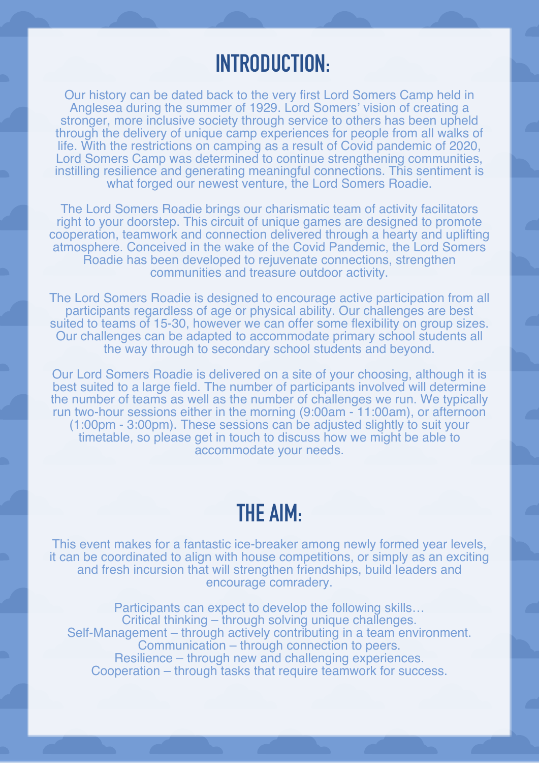# INTRODUCTION:

Our history can be dated back to the very first Lord Somers Camp held in Anglesea during the summer of 1929. Lord Somers' vision of creating a stronger, more inclusive society through service to others has been upheld through the delivery of unique camp experiences for people from all walks of life. With the restrictions on camping as a result of Covid pandemic of 2020, Lord Somers Camp was determined to continue strengthening communities, instilling resilience and generating meaningful connections. This sentiment is what forged our newest venture, the Lord Somers Roadie.

The Lord Somers Roadie brings our charismatic team of activity facilitators right to your doorstep. This circuit of unique games are designed to promote cooperation, teamwork and connection delivered through a hearty and uplifting atmosphere. Conceived in the wake of the Covid Pandemic, the Lord Somers Roadie has been developed to rejuvenate connections, strengthen communities and treasure outdoor activity.

The Lord Somers Roadie is designed to encourage active participation from all participants regardless of age or physical ability. Our challenges are best suited to teams of 15-30, however we can offer some flexibility on group sizes. Our challenges can be adapted to accommodate primary school students all the way through to secondary school students and beyond.

Our Lord Somers Roadie is delivered on a site of your choosing, although it is best suited to a large field. The number of participants involved will determine the number of teams as well as the number of challenges we run. We typically run two-hour sessions either in the morning (9:00am - 11:00am), or afternoon (1:00pm - 3:00pm). These sessions can be adjusted slightly to suit your timetable, so please get in touch to discuss how we might be able to accommodate your needs.

# THE AIM:

This event makes for a fantastic ice-breaker among newly formed year levels, it can be coordinated to align with house competitions, or simply as an exciting and fresh incursion that will strengthen friendships, build leaders and encourage comradery.

Participants can expect to develop the following skills…
Critical thinking – through solving unique challenges.
Self-Management – through actively contributing in a team environment.
Communication – through connection to peers.
Resilience – through new and challenging experiences.
Cooperation – through tasks that require teamwork for success.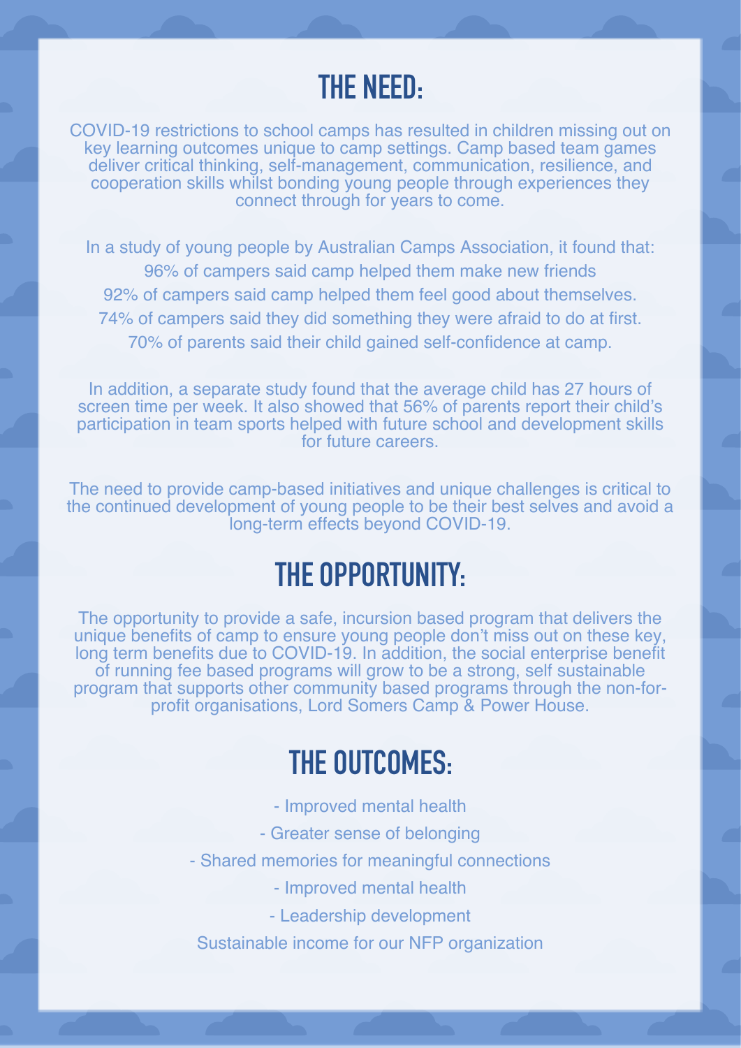## THE NEED:

COVID-19 restrictions to school camps has resulted in children missing out on key learning outcomes unique to camp settings. Camp based team games deliver critical thinking, self-management, communication, resilience, and cooperation skills whilst bonding young people through experiences they connect through for years to come.

In a study of young people by Australian Camps Association, it found that:
96% of campers said camp helped them make new friends
92% of campers said camp helped them feel good about themselves.
74% of campers said they did something they were afraid to do at first.
70% of parents said their child gained self-confidence at camp.

In addition, a separate study found that the average child has 27 hours of screen time per week. It also showed that 56% of parents report their child's participation in team sports helped with future school and development skills for future careers.

The need to provide camp-based initiatives and unique challenges is critical to the continued development of young people to be their best selves and avoid a long-term effects beyond COVID-19.

## THE OPPORTUNITY:

The opportunity to provide a safe, incursion based program that delivers the unique benefits of camp to ensure young people don't miss out on these key, long term benefits due to COVID-19. In addition, the social enterprise benefit of running fee based programs will grow to be a strong, self sustainable program that supports other community based programs through the non-for-profit organisations, Lord Somers Camp & Power House.

## THE OUTCOMES:

- Improved mental health
- Greater sense of belonging
- Shared memories for meaningful connections
- Improved mental health
- Leadership development

Sustainable income for our NFP organization